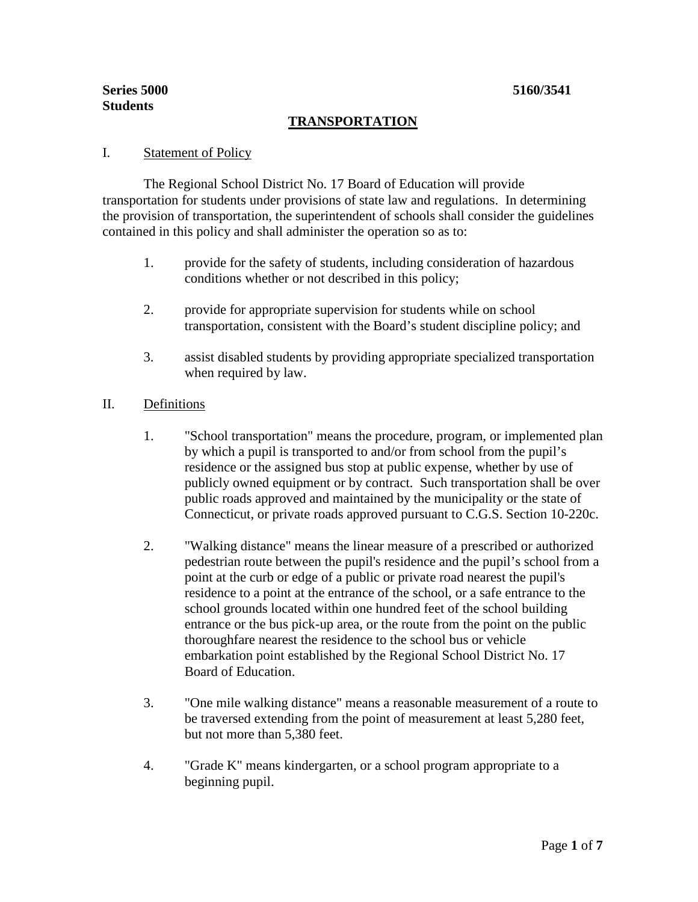**Series 5000** **5160/3541**
**Students**

# TRANSPORTATION

I. Statement of Policy

The Regional School District No. 17 Board of Education will provide transportation for students under provisions of state law and regulations. In determining the provision of transportation, the superintendent of schools shall consider the guidelines contained in this policy and shall administer the operation so as to:

1. provide for the safety of students, including consideration of hazardous conditions whether or not described in this policy;

2. provide for appropriate supervision for students while on school transportation, consistent with the Board's student discipline policy; and

3. assist disabled students by providing appropriate specialized transportation when required by law.

II. Definitions

1. "School transportation" means the procedure, program, or implemented plan by which a pupil is transported to and/or from school from the pupil's residence or the assigned bus stop at public expense, whether by use of publicly owned equipment or by contract. Such transportation shall be over public roads approved and maintained by the municipality or the state of Connecticut, or private roads approved pursuant to C.G.S. Section 10-220c.

2. "Walking distance" means the linear measure of a prescribed or authorized pedestrian route between the pupil's residence and the pupil's school from a point at the curb or edge of a public or private road nearest the pupil's residence to a point at the entrance of the school, or a safe entrance to the school grounds located within one hundred feet of the school building entrance or the bus pick-up area, or the route from the point on the public thoroughfare nearest the residence to the school bus or vehicle embarkation point established by the Regional School District No. 17 Board of Education.

3. "One mile walking distance" means a reasonable measurement of a route to be traversed extending from the point of measurement at least 5,280 feet, but not more than 5,380 feet.

4. "Grade K" means kindergarten, or a school program appropriate to a beginning pupil.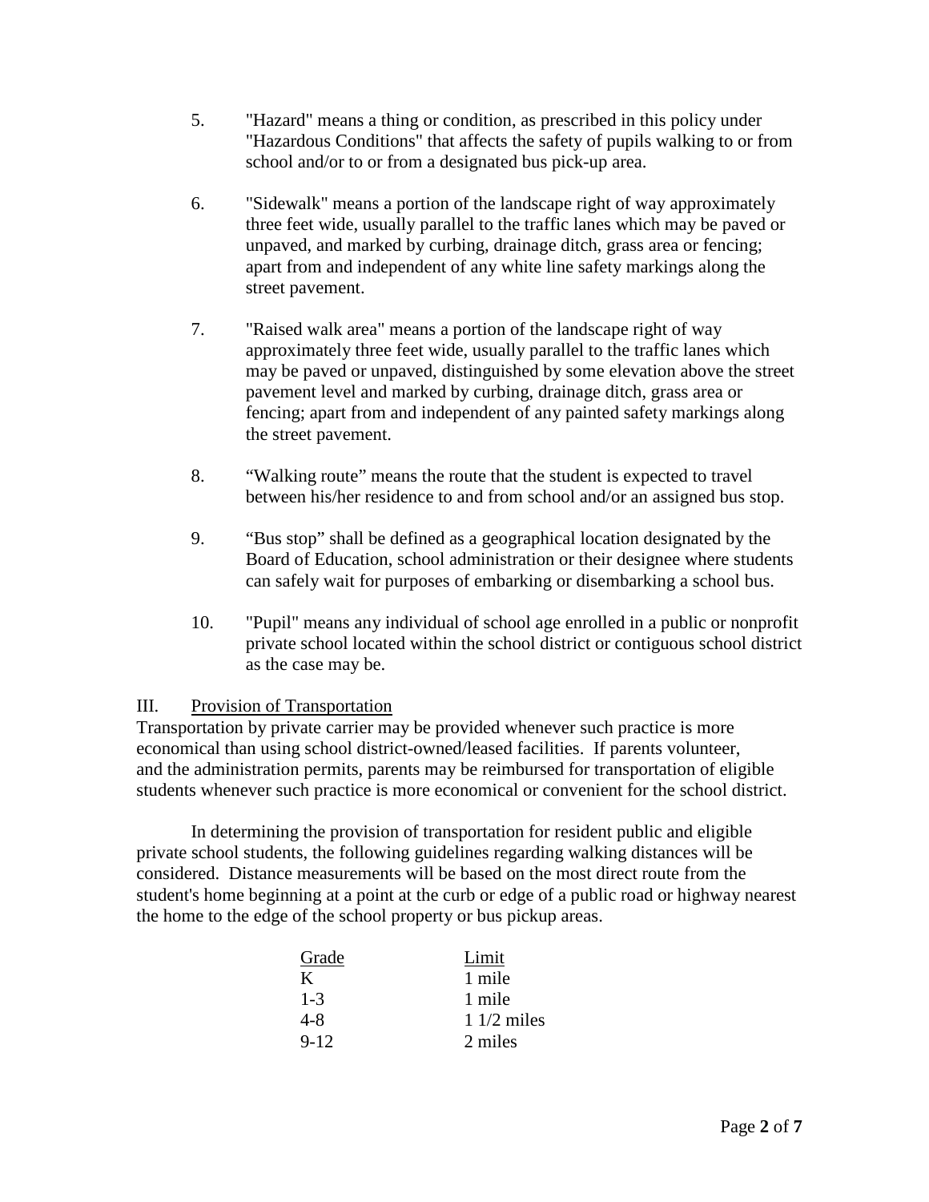5. "Hazard" means a thing or condition, as prescribed in this policy under "Hazardous Conditions" that affects the safety of pupils walking to or from school and/or to or from a designated bus pick-up area.

6. "Sidewalk" means a portion of the landscape right of way approximately three feet wide, usually parallel to the traffic lanes which may be paved or unpaved, and marked by curbing, drainage ditch, grass area or fencing; apart from and independent of any white line safety markings along the street pavement.

7. "Raised walk area" means a portion of the landscape right of way approximately three feet wide, usually parallel to the traffic lanes which may be paved or unpaved, distinguished by some elevation above the street pavement level and marked by curbing, drainage ditch, grass area or fencing; apart from and independent of any painted safety markings along the street pavement.

8. "Walking route" means the route that the student is expected to travel between his/her residence to and from school and/or an assigned bus stop.

9. "Bus stop" shall be defined as a geographical location designated by the Board of Education, school administration or their designee where students can safely wait for purposes of embarking or disembarking a school bus.

10. "Pupil" means any individual of school age enrolled in a public or nonprofit private school located within the school district or contiguous school district as the case may be.

## III. Provision of Transportation

Transportation by private carrier may be provided whenever such practice is more economical than using school district-owned/leased facilities. If parents volunteer, and the administration permits, parents may be reimbursed for transportation of eligible students whenever such practice is more economical or convenient for the school district.

In determining the provision of transportation for resident public and eligible private school students, the following guidelines regarding walking distances will be considered. Distance measurements will be based on the most direct route from the student's home beginning at a point at the curb or edge of a public road or highway nearest the home to the edge of the school property or bus pickup areas.

| Grade | Limit |
| --- | --- |
| K | 1 mile |
| 1-3 | 1 mile |
| 4-8 | 1 1/2 miles |
| 9-12 | 2 miles |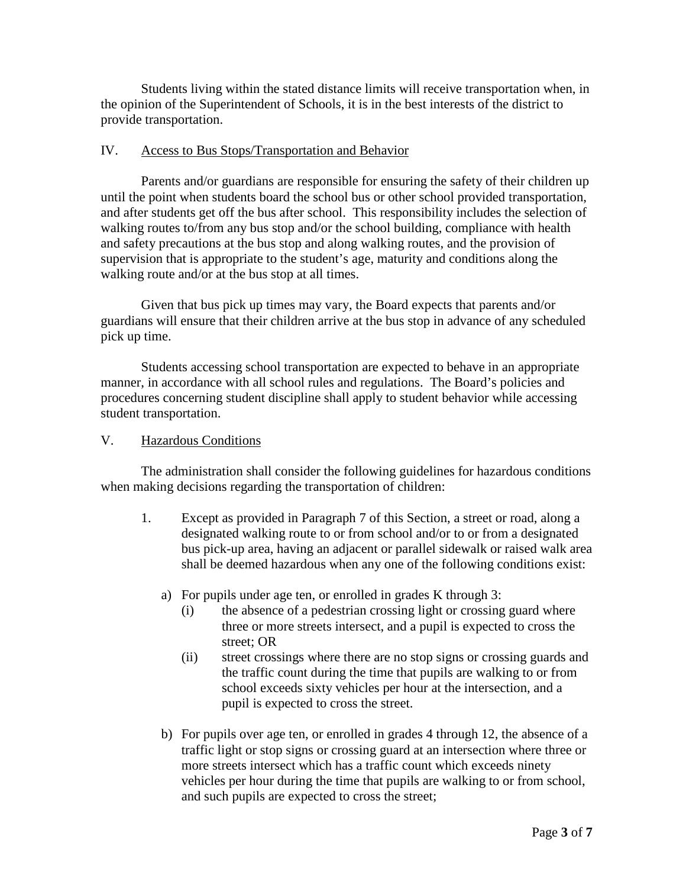Students living within the stated distance limits will receive transportation when, in the opinion of the Superintendent of Schools, it is in the best interests of the district to provide transportation.

## IV. Access to Bus Stops/Transportation and Behavior

Parents and/or guardians are responsible for ensuring the safety of their children up until the point when students board the school bus or other school provided transportation, and after students get off the bus after school. This responsibility includes the selection of walking routes to/from any bus stop and/or the school building, compliance with health and safety precautions at the bus stop and along walking routes, and the provision of supervision that is appropriate to the student's age, maturity and conditions along the walking route and/or at the bus stop at all times.

Given that bus pick up times may vary, the Board expects that parents and/or guardians will ensure that their children arrive at the bus stop in advance of any scheduled pick up time.

Students accessing school transportation are expected to behave in an appropriate manner, in accordance with all school rules and regulations. The Board's policies and procedures concerning student discipline shall apply to student behavior while accessing student transportation.

## V. Hazardous Conditions

The administration shall consider the following guidelines for hazardous conditions when making decisions regarding the transportation of children:

1. Except as provided in Paragraph 7 of this Section, a street or road, along a designated walking route to or from school and/or to or from a designated bus pick-up area, having an adjacent or parallel sidewalk or raised walk area shall be deemed hazardous when any one of the following conditions exist:

   a) For pupils under age ten, or enrolled in grades K through 3:
      - (i) the absence of a pedestrian crossing light or crossing guard where three or more streets intersect, and a pupil is expected to cross the street; OR
      - (ii) street crossings where there are no stop signs or crossing guards and the traffic count during the time that pupils are walking to or from school exceeds sixty vehicles per hour at the intersection, and a pupil is expected to cross the street.

   b) For pupils over age ten, or enrolled in grades 4 through 12, the absence of a traffic light or stop signs or crossing guard at an intersection where three or more streets intersect which has a traffic count which exceeds ninety vehicles per hour during the time that pupils are walking to or from school, and such pupils are expected to cross the street;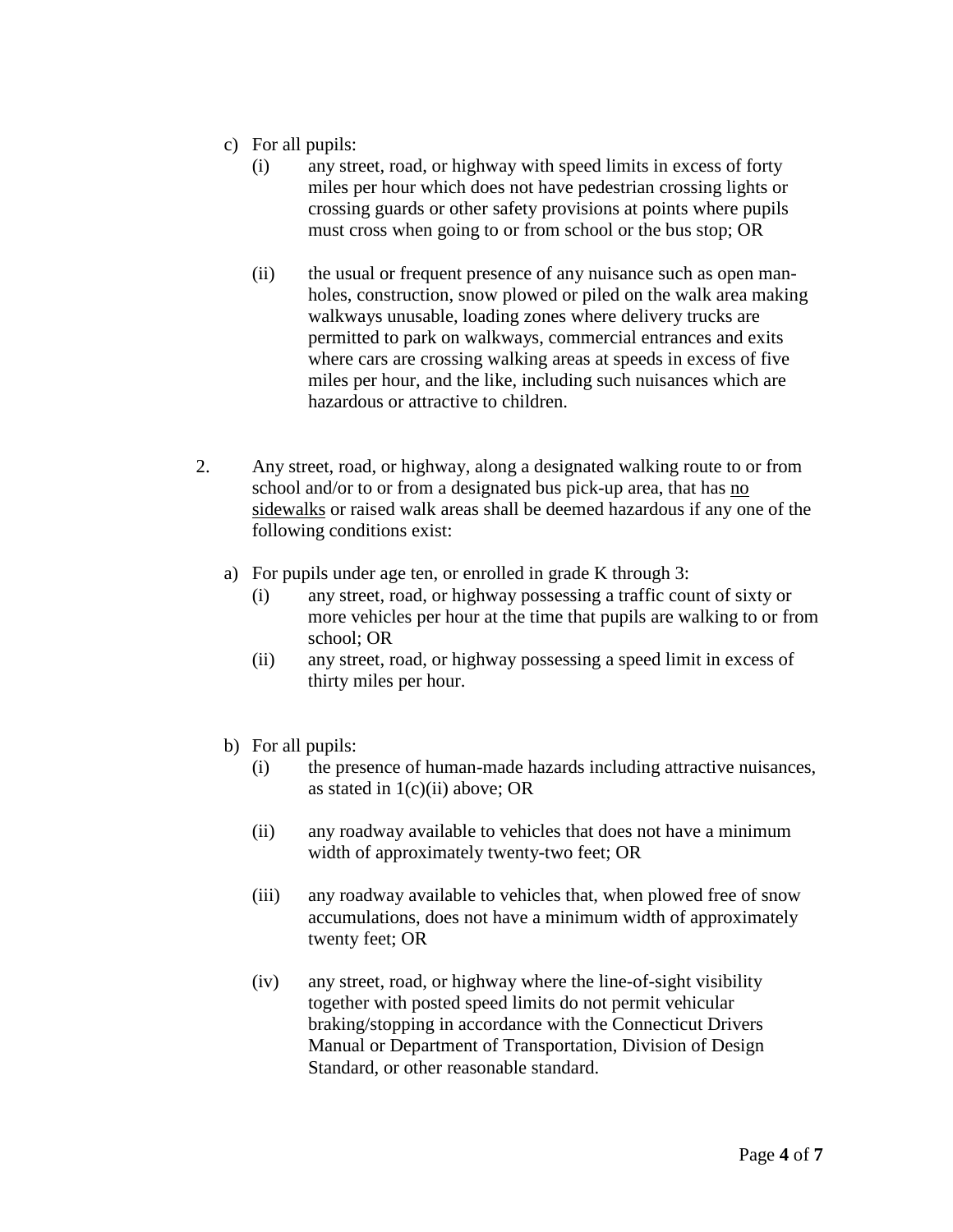c) For all pupils:

   (i) any street, road, or highway with speed limits in excess of forty miles per hour which does not have pedestrian crossing lights or crossing guards or other safety provisions at points where pupils must cross when going to or from school or the bus stop; OR

   (ii) the usual or frequent presence of any nuisance such as open manholes, construction, snow plowed or piled on the walk area making walkways unusable, loading zones where delivery trucks are permitted to park on walkways, commercial entrances and exits where cars are crossing walking areas at speeds in excess of five miles per hour, and the like, including such nuisances which are hazardous or attractive to children.

2. Any street, road, or highway, along a designated walking route to or from school and/or to or from a designated bus pick-up area, that has <u>no sidewalks</u> or raised walk areas shall be deemed hazardous if any one of the following conditions exist:

   a) For pupils under age ten, or enrolled in grade K through 3:

      (i) any street, road, or highway possessing a traffic count of sixty or more vehicles per hour at the time that pupils are walking to or from school; OR

      (ii) any street, road, or highway possessing a speed limit in excess of thirty miles per hour.

   b) For all pupils:

      (i) the presence of human-made hazards including attractive nuisances, as stated in 1(c)(ii) above; OR

      (ii) any roadway available to vehicles that does not have a minimum width of approximately twenty-two feet; OR

      (iii) any roadway available to vehicles that, when plowed free of snow accumulations, does not have a minimum width of approximately twenty feet; OR

      (iv) any street, road, or highway where the line-of-sight visibility together with posted speed limits do not permit vehicular braking/stopping in accordance with the Connecticut Drivers Manual or Department of Transportation, Division of Design Standard, or other reasonable standard.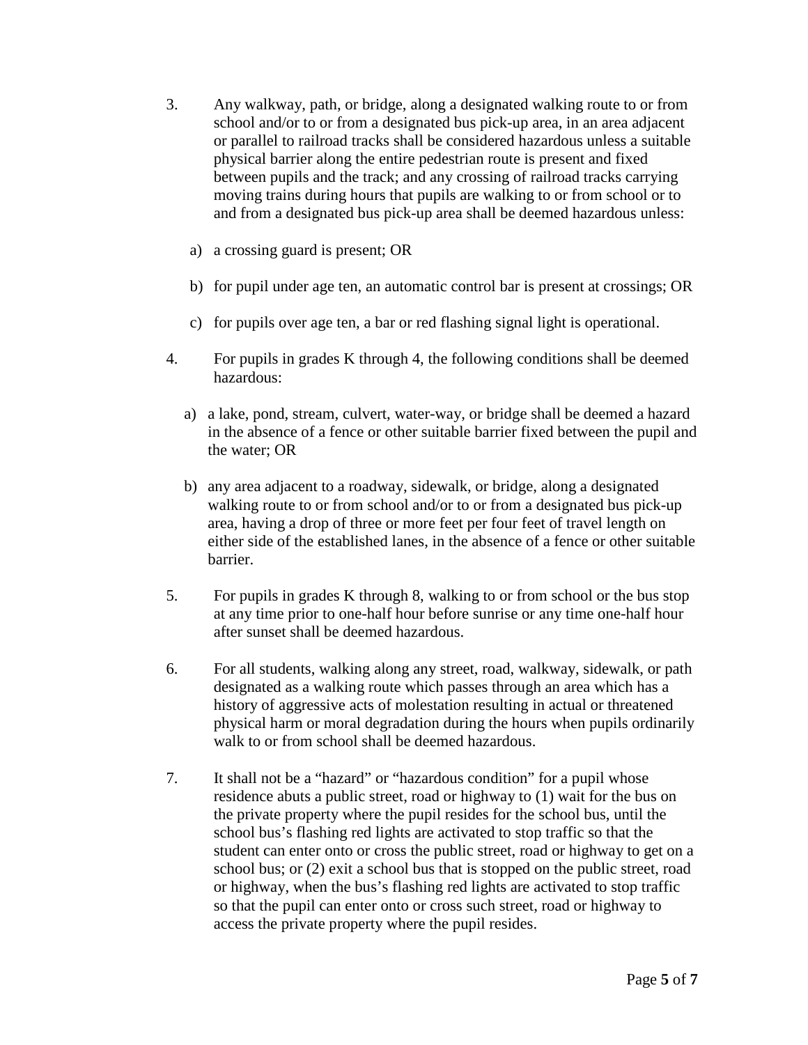3. Any walkway, path, or bridge, along a designated walking route to or from school and/or to or from a designated bus pick-up area, in an area adjacent or parallel to railroad tracks shall be considered hazardous unless a suitable physical barrier along the entire pedestrian route is present and fixed between pupils and the track; and any crossing of railroad tracks carrying moving trains during hours that pupils are walking to or from school or to and from a designated bus pick-up area shall be deemed hazardous unless:

   a) a crossing guard is present; OR

   b) for pupil under age ten, an automatic control bar is present at crossings; OR

   c) for pupils over age ten, a bar or red flashing signal light is operational.

4. For pupils in grades K through 4, the following conditions shall be deemed hazardous:

   a) a lake, pond, stream, culvert, water-way, or bridge shall be deemed a hazard in the absence of a fence or other suitable barrier fixed between the pupil and the water; OR

   b) any area adjacent to a roadway, sidewalk, or bridge, along a designated walking route to or from school and/or to or from a designated bus pick-up area, having a drop of three or more feet per four feet of travel length on either side of the established lanes, in the absence of a fence or other suitable barrier.

5. For pupils in grades K through 8, walking to or from school or the bus stop at any time prior to one-half hour before sunrise or any time one-half hour after sunset shall be deemed hazardous.

6. For all students, walking along any street, road, walkway, sidewalk, or path designated as a walking route which passes through an area which has a history of aggressive acts of molestation resulting in actual or threatened physical harm or moral degradation during the hours when pupils ordinarily walk to or from school shall be deemed hazardous.

7. It shall not be a "hazard" or "hazardous condition" for a pupil whose residence abuts a public street, road or highway to (1) wait for the bus on the private property where the pupil resides for the school bus, until the school bus's flashing red lights are activated to stop traffic so that the student can enter onto or cross the public street, road or highway to get on a school bus; or (2) exit a school bus that is stopped on the public street, road or highway, when the bus's flashing red lights are activated to stop traffic so that the pupil can enter onto or cross such street, road or highway to access the private property where the pupil resides.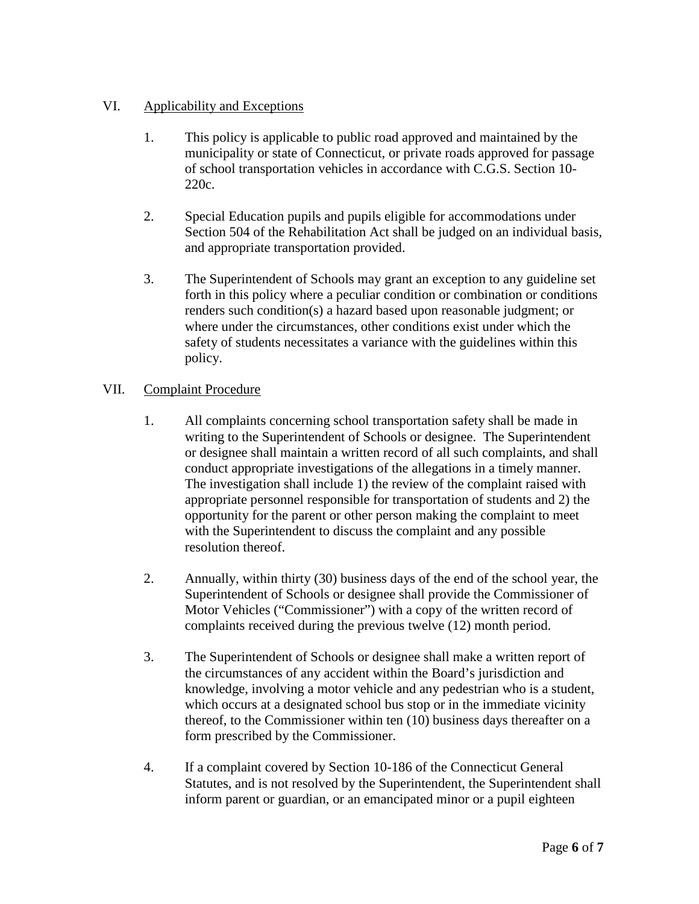VI. Applicability and Exceptions

1. This policy is applicable to public road approved and maintained by the municipality or state of Connecticut, or private roads approved for passage of school transportation vehicles in accordance with C.G.S. Section 10-220c.

2. Special Education pupils and pupils eligible for accommodations under Section 504 of the Rehabilitation Act shall be judged on an individual basis, and appropriate transportation provided.

3. The Superintendent of Schools may grant an exception to any guideline set forth in this policy where a peculiar condition or combination or conditions renders such condition(s) a hazard based upon reasonable judgment; or where under the circumstances, other conditions exist under which the safety of students necessitates a variance with the guidelines within this policy.

VII. Complaint Procedure

1. All complaints concerning school transportation safety shall be made in writing to the Superintendent of Schools or designee. The Superintendent or designee shall maintain a written record of all such complaints, and shall conduct appropriate investigations of the allegations in a timely manner. The investigation shall include 1) the review of the complaint raised with appropriate personnel responsible for transportation of students and 2) the opportunity for the parent or other person making the complaint to meet with the Superintendent to discuss the complaint and any possible resolution thereof.

2. Annually, within thirty (30) business days of the end of the school year, the Superintendent of Schools or designee shall provide the Commissioner of Motor Vehicles ("Commissioner") with a copy of the written record of complaints received during the previous twelve (12) month period.

3. The Superintendent of Schools or designee shall make a written report of the circumstances of any accident within the Board's jurisdiction and knowledge, involving a motor vehicle and any pedestrian who is a student, which occurs at a designated school bus stop or in the immediate vicinity thereof, to the Commissioner within ten (10) business days thereafter on a form prescribed by the Commissioner.

4. If a complaint covered by Section 10-186 of the Connecticut General Statutes, and is not resolved by the Superintendent, the Superintendent shall inform parent or guardian, or an emancipated minor or a pupil eighteen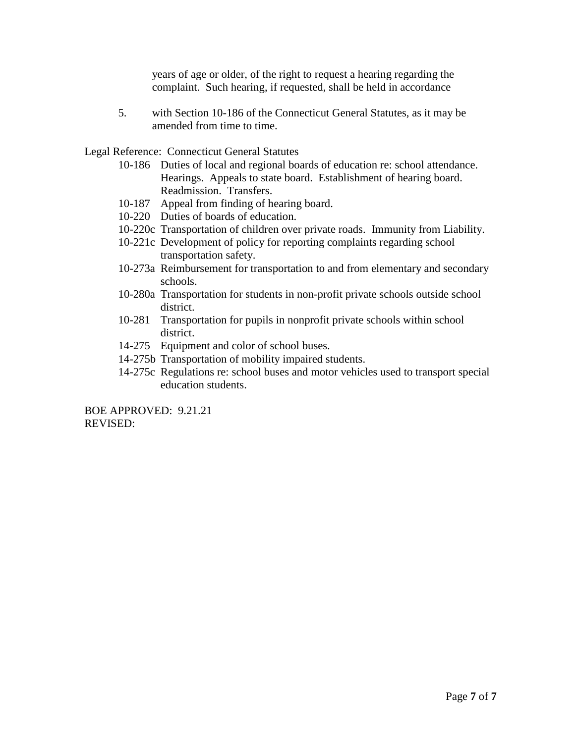years of age or older, of the right to request a hearing regarding the complaint. Such hearing, if requested, shall be held in accordance

5. with Section 10-186 of the Connecticut General Statutes, as it may be amended from time to time.

Legal Reference: Connecticut General Statutes

- 10-186 Duties of local and regional boards of education re: school attendance. Hearings. Appeals to state board. Establishment of hearing board. Readmission. Transfers.
- 10-187 Appeal from finding of hearing board.
- 10-220 Duties of boards of education.
- 10-220c Transportation of children over private roads. Immunity from Liability.
- 10-221c Development of policy for reporting complaints regarding school transportation safety.
- 10-273a Reimbursement for transportation to and from elementary and secondary schools.
- 10-280a Transportation for students in non-profit private schools outside school district.
- 10-281 Transportation for pupils in nonprofit private schools within school district.
- 14-275 Equipment and color of school buses.
- 14-275b Transportation of mobility impaired students.
- 14-275c Regulations re: school buses and motor vehicles used to transport special education students.

BOE APPROVED: 9.21.21
REVISED: